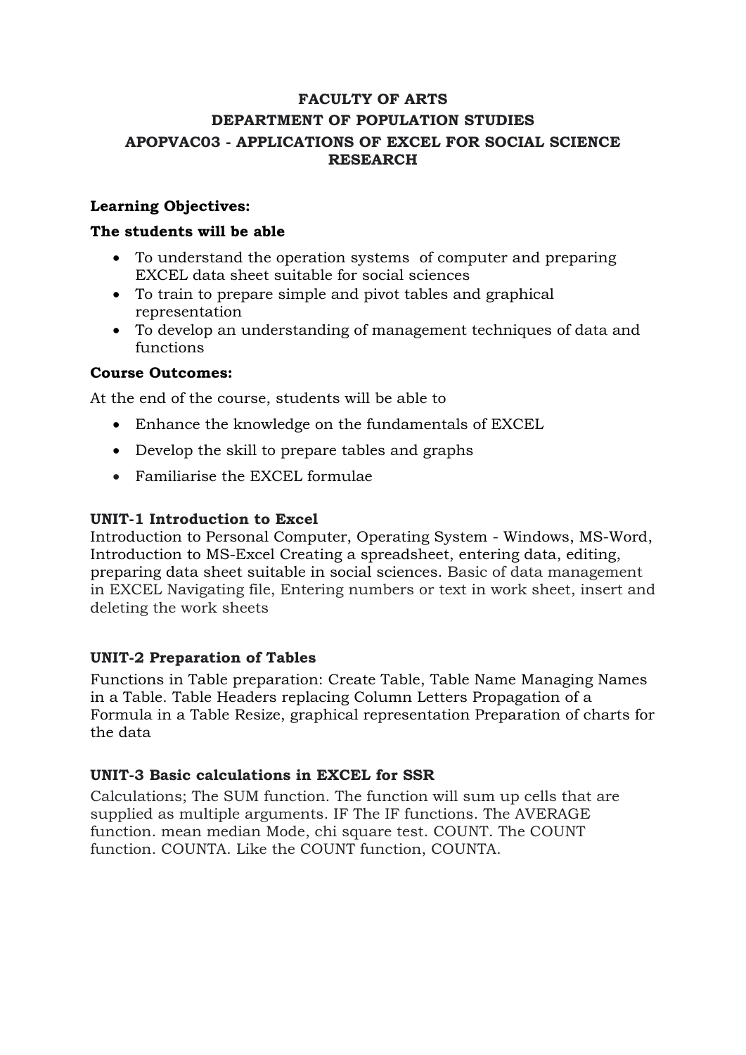# FACULTY OF ARTS

## DEPARTMENT OF POPULATION STUDIES

## APOPVAC03 - APPLICATIONS OF EXCEL FOR SOCIAL SCIENCE RESEARCH

**Learning Objectives:**

**The students will be able**

- To understand the operation systems of computer and preparing EXCEL data sheet suitable for social sciences
- To train to prepare simple and pivot tables and graphical representation
- To develop an understanding of management techniques of data and functions

**Course Outcomes:**

At the end of the course, students will be able to

- Enhance the knowledge on the fundamentals of EXCEL
- Develop the skill to prepare tables and graphs
- Familiarise the EXCEL formulae

**UNIT-1 Introduction to Excel**

Introduction to Personal Computer, Operating System - Windows, MS-Word, Introduction to MS-Excel Creating a spreadsheet, entering data, editing, preparing data sheet suitable in social sciences. Basic of data management in EXCEL Navigating file, Entering numbers or text in work sheet, insert and deleting the work sheets

**UNIT-2 Preparation of Tables**

Functions in Table preparation: Create Table, Table Name Managing Names in a Table. Table Headers replacing Column Letters Propagation of a Formula in a Table Resize, graphical representation Preparation of charts for the data

**UNIT-3 Basic calculations in EXCEL for SSR**

Calculations; The SUM function. The function will sum up cells that are supplied as multiple arguments. IF The IF functions. The AVERAGE function. mean median Mode, chi square test. COUNT. The COUNT function. COUNTA. Like the COUNT function, COUNTA.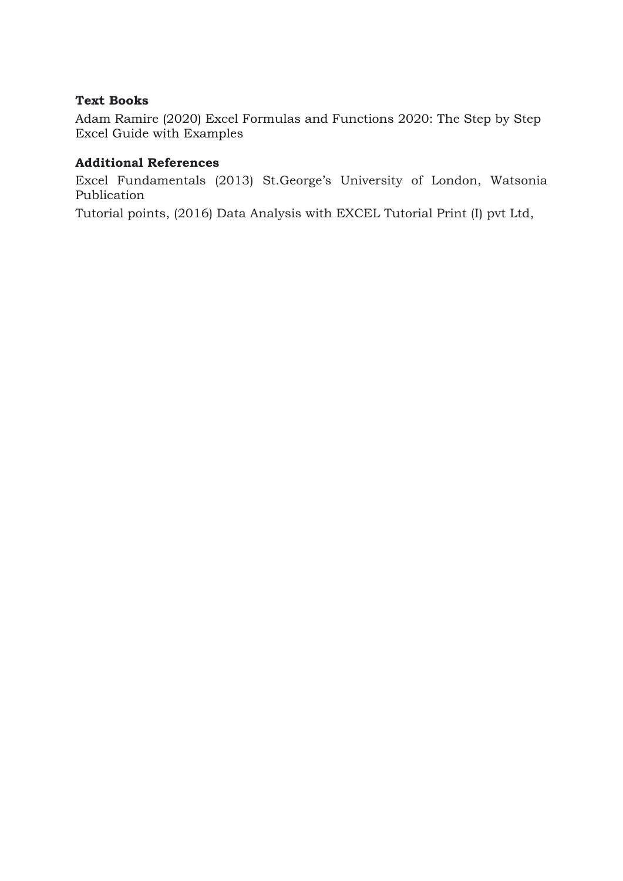**Text Books**

Adam Ramire (2020) Excel Formulas and Functions 2020: The Step by Step Excel Guide with Examples

**Additional References**

Excel Fundamentals (2013) St.George's University of London, Watsonia Publication

Tutorial points, (2016) Data Analysis with EXCEL Tutorial Print (I) pvt Ltd,